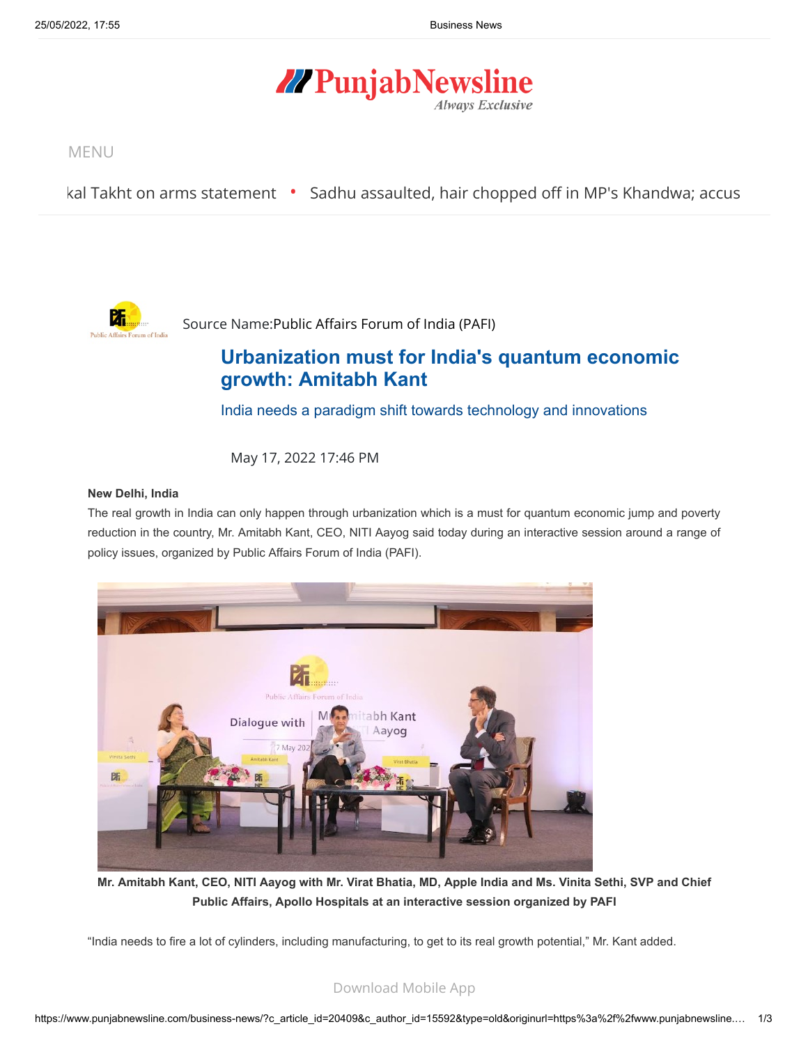# PunjabNewsline

*Always Exclusive*

MENU

kal Takht on arms statement • Sadhu assaulted, hair chopped off in MP's Khandwa; accus

Source Name:Public Affairs Forum of India (PAFI)

## Urbanization must for India's quantum economic growth: Amitabh Kant

### India needs a paradigm shift towards technology and innovations

May 17, 2022 17:46 PM

**New Delhi, India**

The real growth in India can only happen through urbanization which is a must for quantum economic jump and poverty reduction in the country, Mr. Amitabh Kant, CEO, NITI Aayog said today during an interactive session around a range of policy issues, organized by Public Affairs Forum of India (PAFI).

**Mr. Amitabh Kant, CEO, NITI Aayog with Mr. Virat Bhatia, MD, Apple India and Ms. Vinita Sethi, SVP and Chief Public Affairs, Apollo Hospitals at an interactive session organized by PAFI**

"India needs to fire a lot of cylinders, including manufacturing, to get to its real growth potential," Mr. Kant added.

Download Mobile App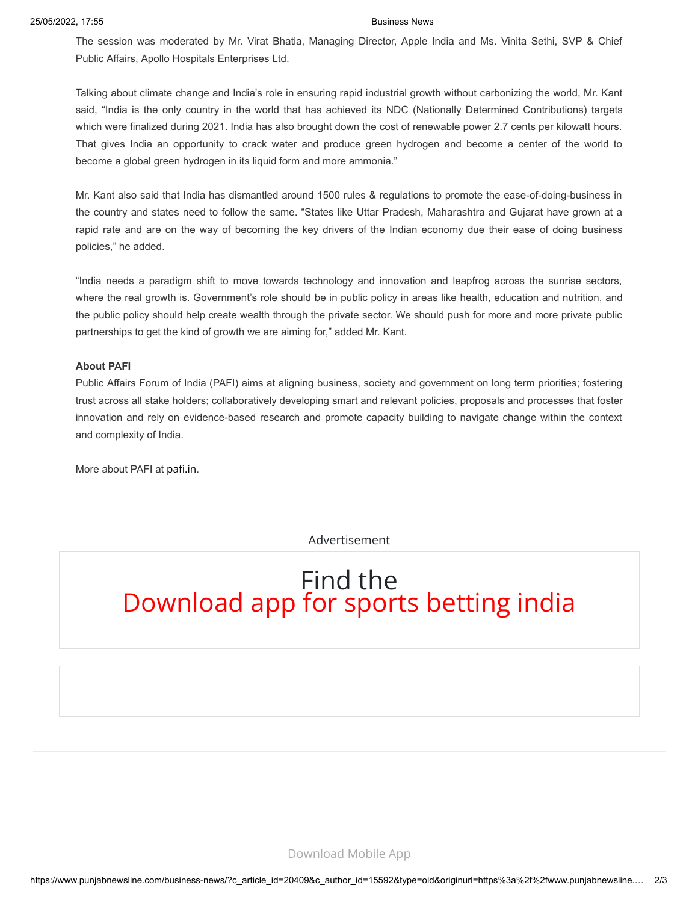The session was moderated by Mr. Virat Bhatia, Managing Director, Apple India and Ms. Vinita Sethi, SVP & Chief Public Affairs, Apollo Hospitals Enterprises Ltd.

Talking about climate change and India's role in ensuring rapid industrial growth without carbonizing the world, Mr. Kant said, "India is the only country in the world that has achieved its NDC (Nationally Determined Contributions) targets which were finalized during 2021. India has also brought down the cost of renewable power 2.7 cents per kilowatt hours. That gives India an opportunity to crack water and produce green hydrogen and become a center of the world to become a global green hydrogen in its liquid form and more ammonia."

Mr. Kant also said that India has dismantled around 1500 rules & regulations to promote the ease-of-doing-business in the country and states need to follow the same. "States like Uttar Pradesh, Maharashtra and Gujarat have grown at a rapid rate and are on the way of becoming the key drivers of the Indian economy due their ease of doing business policies," he added.

"India needs a paradigm shift to move towards technology and innovation and leapfrog across the sunrise sectors, where the real growth is. Government's role should be in public policy in areas like health, education and nutrition, and the public policy should help create wealth through the private sector. We should push for more and more private public partnerships to get the kind of growth we are aiming for," added Mr. Kant.

**About PAFI**

Public Affairs Forum of India (PAFI) aims at aligning business, society and government on long term priorities; fostering trust across all stake holders; collaboratively developing smart and relevant policies, proposals and processes that foster innovation and rely on evidence-based research and promote capacity building to navigate change within the context and complexity of India.

More about PAFI at pafi.in.

Advertisement

Find the
Download app for sports betting india

Download Mobile App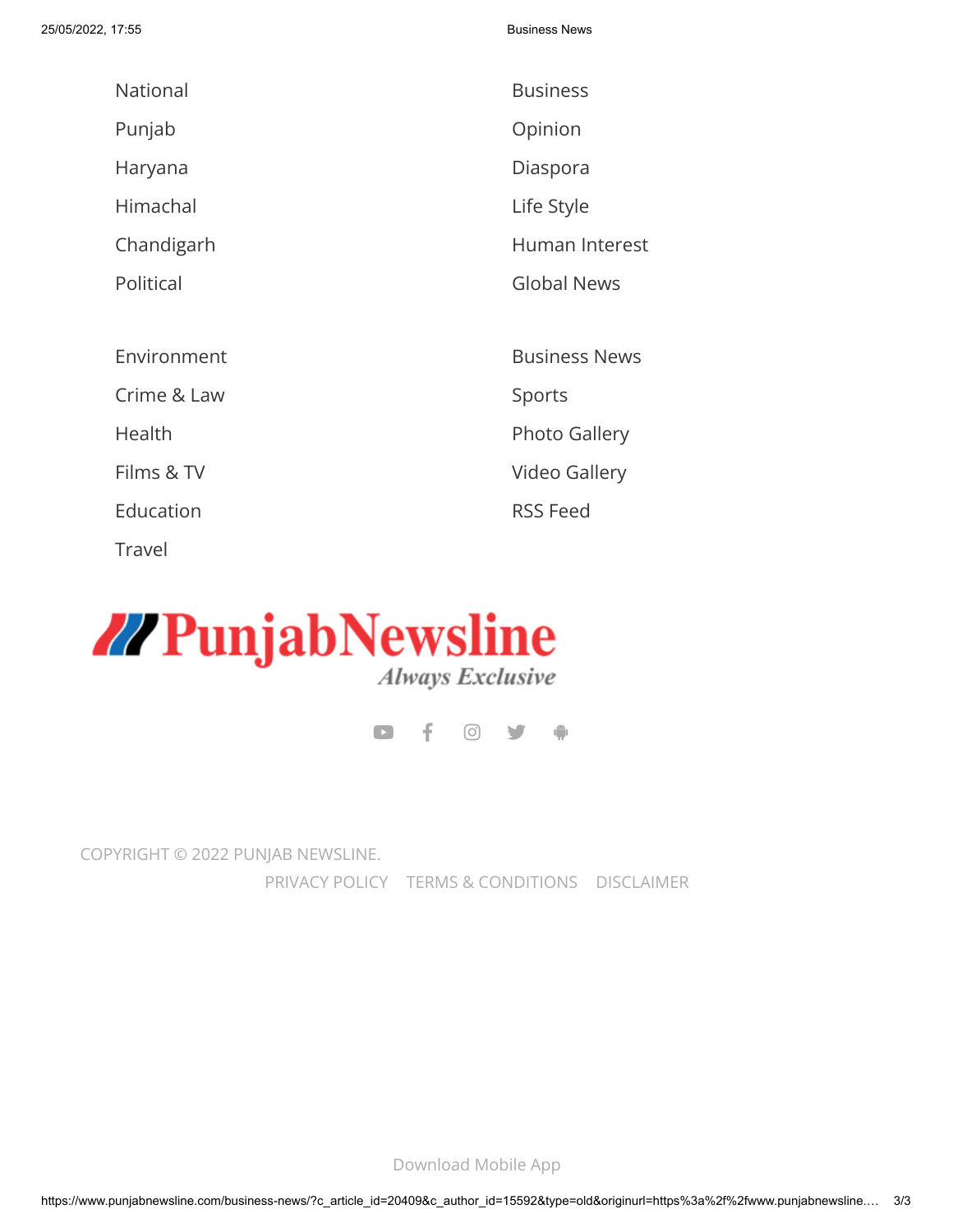- National
- Punjab
- Haryana
- Himachal
- Chandigarh
- Political

- Business
- Opinion
- Diaspora
- Life Style
- Human Interest
- Global News

- Environment
- Crime & Law
- Health
- Films & TV
- Education
- Travel

- Business News
- Sports
- Photo Gallery
- Video Gallery
- RSS Feed

PunjabNewsline
*Always Exclusive*

COPYRIGHT © 2022 PUNJAB NEWSLINE.

PRIVACY POLICY TERMS & CONDITIONS DISCLAIMER

Download Mobile App